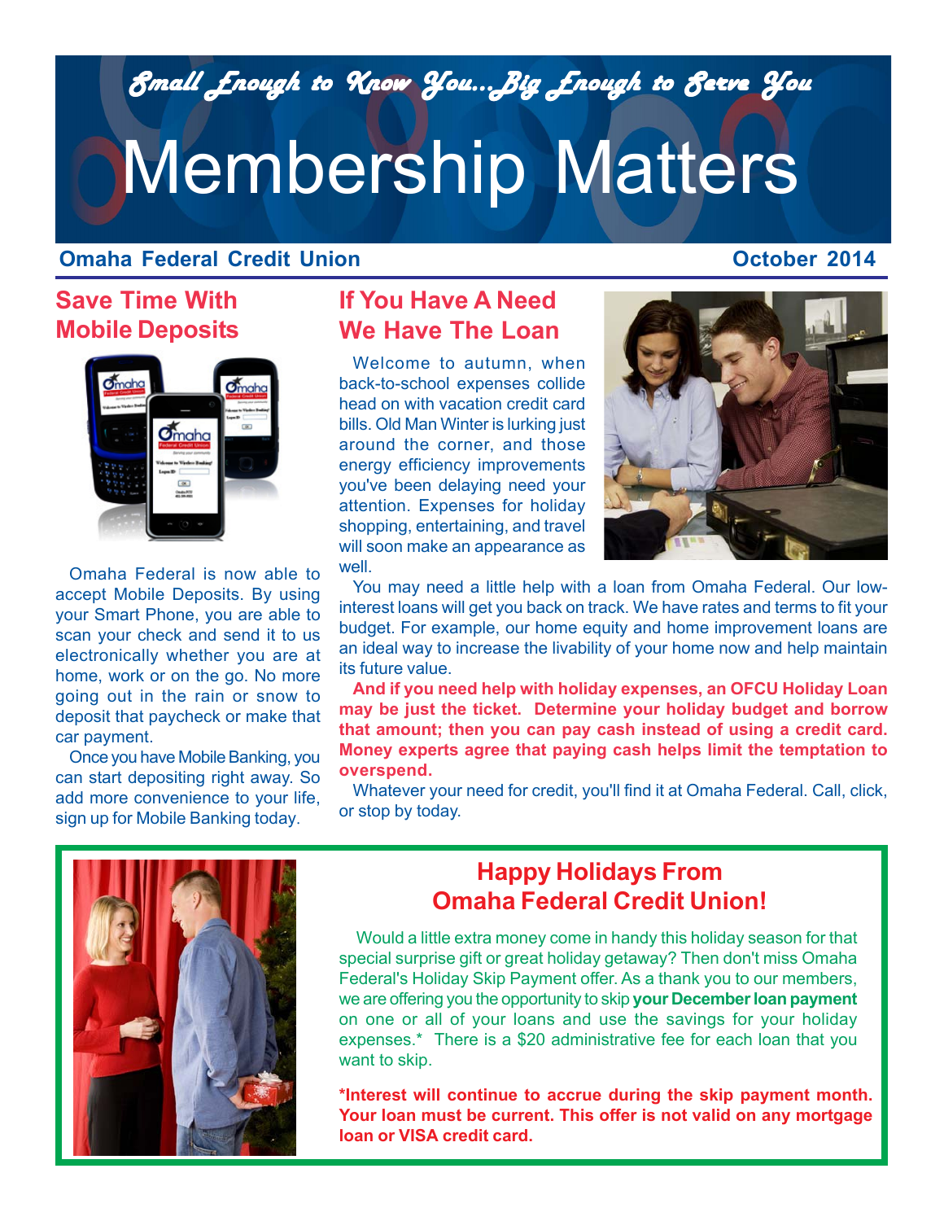*Small Enough to Know You...Big Enough to Serve You*

# Membership Matters

**Omaha Federal Credit Union** **October 2014**

## Save Time With Mobile Deposits

Omaha Federal is now able to accept Mobile Deposits. By using your Smart Phone, you are able to scan your check and send it to us electronically whether you are at home, work or on the go. No more going out in the rain or snow to deposit that paycheck or make that car payment.

Once you have Mobile Banking, you can start depositing right away. So add more convenience to your life, sign up for Mobile Banking today.

## If You Have A Need We Have The Loan

Welcome to autumn, when back-to-school expenses collide head on with vacation credit card bills. Old Man Winter is lurking just around the corner, and those energy efficiency improvements you've been delaying need your attention. Expenses for holiday shopping, entertaining, and travel will soon make an appearance as well.

You may need a little help with a loan from Omaha Federal. Our low-interest loans will get you back on track. We have rates and terms to fit your budget. For example, our home equity and home improvement loans are an ideal way to increase the livability of your home now and help maintain its future value.

**And if you need help with holiday expenses, an OFCU Holiday Loan may be just the ticket. Determine your holiday budget and borrow that amount; then you can pay cash instead of using a credit card. Money experts agree that paying cash helps limit the temptation to overspend.**

Whatever your need for credit, you'll find it at Omaha Federal. Call, click, or stop by today.

## Happy Holidays From Omaha Federal Credit Union!

Would a little extra money come in handy this holiday season for that special surprise gift or great holiday getaway? Then don't miss Omaha Federal's Holiday Skip Payment offer. As a thank you to our members, we are offering you the opportunity to skip **your December loan payment** on one or all of your loans and use the savings for your holiday expenses.* There is a $20 administrative fee for each loan that you want to skip.

**\*Interest will continue to accrue during the skip payment month. Your loan must be current. This offer is not valid on any mortgage loan or VISA credit card.**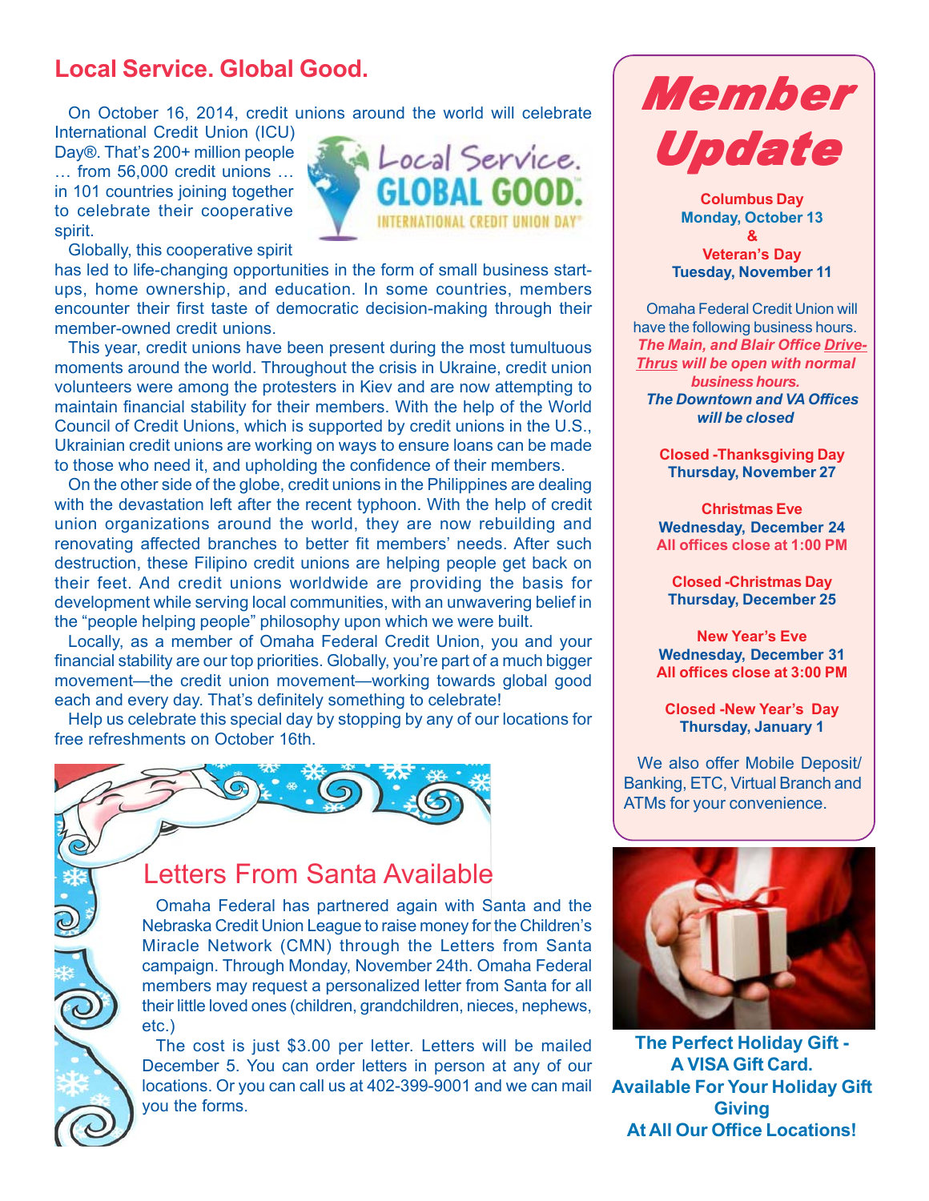## Local Service. Global Good.

On October 16, 2014, credit unions around the world will celebrate International Credit Union (ICU) Day®. That's 200+ million people … from 56,000 credit unions … in 101 countries joining together to celebrate their cooperative spirit.

Globally, this cooperative spirit has led to life-changing opportunities in the form of small business start-ups, home ownership, and education. In some countries, members encounter their first taste of democratic decision-making through their member-owned credit unions.

This year, credit unions have been present during the most tumultuous moments around the world. Throughout the crisis in Ukraine, credit union volunteers were among the protesters in Kiev and are now attempting to maintain financial stability for their members. With the help of the World Council of Credit Unions, which is supported by credit unions in the U.S., Ukrainian credit unions are working on ways to ensure loans can be made to those who need it, and upholding the confidence of their members.

On the other side of the globe, credit unions in the Philippines are dealing with the devastation left after the recent typhoon. With the help of credit union organizations around the world, they are now rebuilding and renovating affected branches to better fit members' needs. After such destruction, these Filipino credit unions are helping people get back on their feet. And credit unions worldwide are providing the basis for development while serving local communities, with an unwavering belief in the "people helping people" philosophy upon which we were built.

Locally, as a member of Omaha Federal Credit Union, you and your financial stability are our top priorities. Globally, you're part of a much bigger movement—the credit union movement—working towards global good each and every day. That's definitely something to celebrate!

Help us celebrate this special day by stopping by any of our locations for free refreshments on October 16th.

## Letters From Santa Available

Omaha Federal has partnered again with Santa and the Nebraska Credit Union League to raise money for the Children's Miracle Network (CMN) through the Letters from Santa campaign. Through Monday, November 24th. Omaha Federal members may request a personalized letter from Santa for all their little loved ones (children, grandchildren, nieces, nephews, etc.)

The cost is just $3.00 per letter. Letters will be mailed December 5. You can order letters in person at any of our locations. Or you can call us at 402-399-9001 and we can mail you the forms.

# Member Update

**Columbus Day**
**Monday, October 13**
**&**
**Veteran's Day**
**Tuesday, November 11**

Omaha Federal Credit Union will have the following business hours.
***The Main, and Blair Office Drive-Thrus will be open with normal business hours.***
***The Downtown and VA Offices will be closed***

**Closed -Thanksgiving Day**
**Thursday, November 27**

**Christmas Eve**
**Wednesday, December 24**
**All offices close at 1:00 PM**

**Closed -Christmas Day**
**Thursday, December 25**

**New Year's Eve**
**Wednesday, December 31**
**All offices close at 3:00 PM**

**Closed -New Year's Day**
**Thursday, January 1**

We also offer Mobile Deposit/ Banking, ETC, Virtual Branch and ATMs for your convenience.

**The Perfect Holiday Gift - A VISA Gift Card. Available For Your Holiday Gift Giving At All Our Office Locations!**